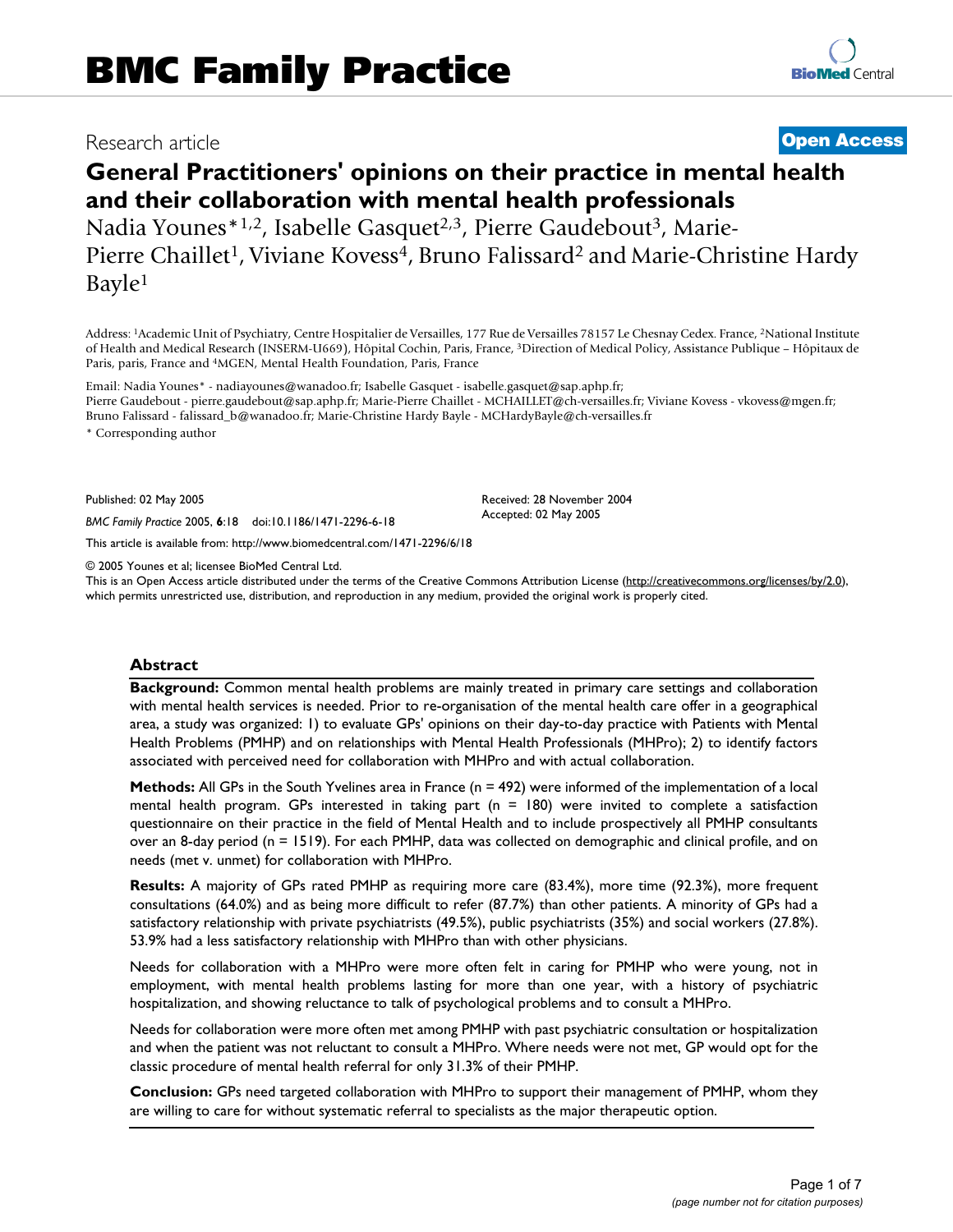Research article

**Open Access**

# General Practitioners' opinions on their practice in mental health and their collaboration with mental health professionals

Nadia Younes*[1,2], Isabelle Gasquet[2,3], Pierre Gaudebout[3], Marie-Pierre Chaillet[1], Viviane Kovess[4], Bruno Falissard[2] and Marie-Christine Hardy Bayle[1]

Address: [1]Academic Unit of Psychiatry, Centre Hospitalier de Versailles, 177 Rue de Versailles 78157 Le Chesnay Cedex. France, [2]National Institute of Health and Medical Research (INSERM-U669), Hôpital Cochin, Paris, France, [3]Direction of Medical Policy, Assistance Publique – Hôpitaux de Paris, paris, France and [4]MGEN, Mental Health Foundation, Paris, France

Email: Nadia Younes* - nadiayounes@wanadoo.fr; Isabelle Gasquet - isabelle.gasquet@sap.aphp.fr; Pierre Gaudebout - pierre.gaudebout@sap.aphp.fr; Marie-Pierre Chaillet - MCHAILLET@ch-versailles.fr; Viviane Kovess - vkovess@mgen.fr; Bruno Falissard - falissard_b@wanadoo.fr; Marie-Christine Hardy Bayle - MCHardyBayle@ch-versailles.fr

* Corresponding author

Published: 02 May 2005

*BMC Family Practice* 2005, **6**:18 doi:10.1186/1471-2296-6-18

Received: 28 November 2004
Accepted: 02 May 2005

This article is available from: http://www.biomedcentral.com/1471-2296/6/18

© 2005 Younes et al; licensee BioMed Central Ltd.
This is an Open Access article distributed under the terms of the Creative Commons Attribution License (http://creativecommons.org/licenses/by/2.0), which permits unrestricted use, distribution, and reproduction in any medium, provided the original work is properly cited.

## Abstract

**Background:** Common mental health problems are mainly treated in primary care settings and collaboration with mental health services is needed. Prior to re-organisation of the mental health care offer in a geographical area, a study was organized: 1) to evaluate GPs' opinions on their day-to-day practice with Patients with Mental Health Problems (PMHP) and on relationships with Mental Health Professionals (MHPro); 2) to identify factors associated with perceived need for collaboration with MHPro and with actual collaboration.

**Methods:** All GPs in the South Yvelines area in France (n = 492) were informed of the implementation of a local mental health program. GPs interested in taking part (n = 180) were invited to complete a satisfaction questionnaire on their practice in the field of Mental Health and to include prospectively all PMHP consultants over an 8-day period (n = 1519). For each PMHP, data was collected on demographic and clinical profile, and on needs (met v. unmet) for collaboration with MHPro.

**Results:** A majority of GPs rated PMHP as requiring more care (83.4%), more time (92.3%), more frequent consultations (64.0%) and as being more difficult to refer (87.7%) than other patients. A minority of GPs had a satisfactory relationship with private psychiatrists (49.5%), public psychiatrists (35%) and social workers (27.8%). 53.9% had a less satisfactory relationship with MHPro than with other physicians.

Needs for collaboration with a MHPro were more often felt in caring for PMHP who were young, not in employment, with mental health problems lasting for more than one year, with a history of psychiatric hospitalization, and showing reluctance to talk of psychological problems and to consult a MHPro.

Needs for collaboration were more often met among PMHP with past psychiatric consultation or hospitalization and when the patient was not reluctant to consult a MHPro. Where needs were not met, GP would opt for the classic procedure of mental health referral for only 31.3% of their PMHP.

**Conclusion:** GPs need targeted collaboration with MHPro to support their management of PMHP, whom they are willing to care for without systematic referral to specialists as the major therapeutic option.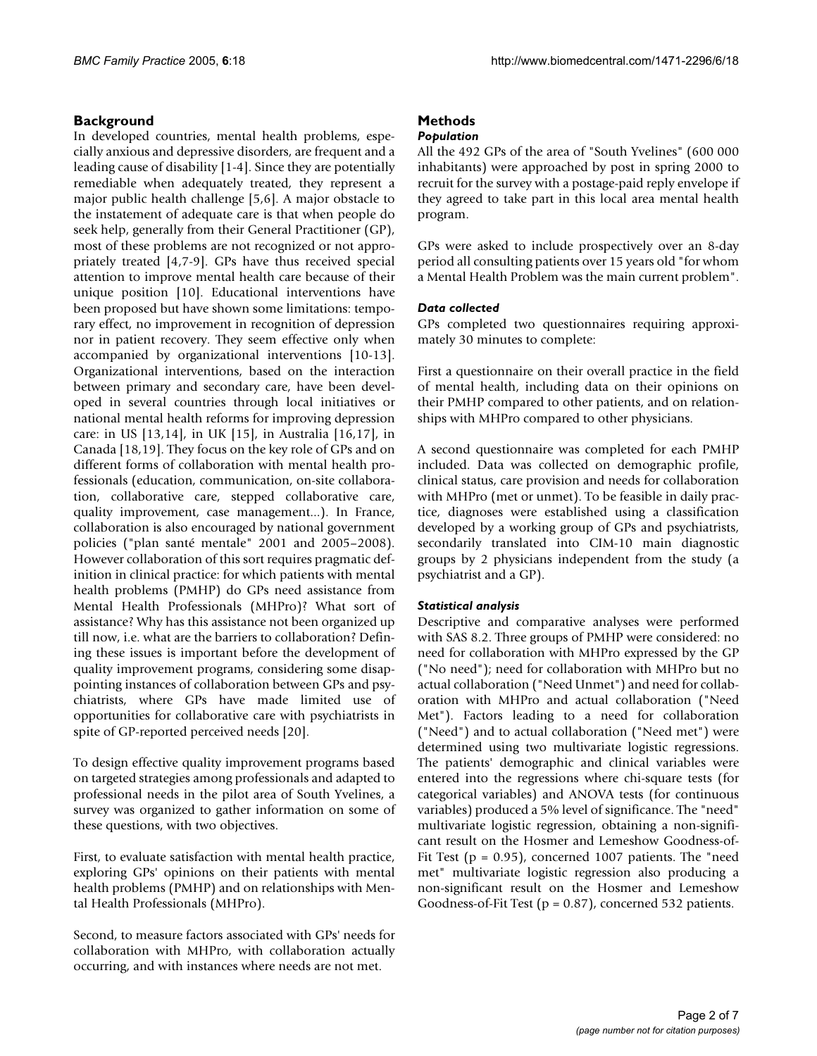## Background

In developed countries, mental health problems, especially anxious and depressive disorders, are frequent and a leading cause of disability [1-4]. Since they are potentially remediable when adequately treated, they represent a major public health challenge [5,6]. A major obstacle to the instatement of adequate care is that when people do seek help, generally from their General Practitioner (GP), most of these problems are not recognized or not appropriately treated [4,7-9]. GPs have thus received special attention to improve mental health care because of their unique position [10]. Educational interventions have been proposed but have shown some limitations: temporary effect, no improvement in recognition of depression nor in patient recovery. They seem effective only when accompanied by organizational interventions [10-13]. Organizational interventions, based on the interaction between primary and secondary care, have been developed in several countries through local initiatives or national mental health reforms for improving depression care: in US [13,14], in UK [15], in Australia [16,17], in Canada [18,19]. They focus on the key role of GPs and on different forms of collaboration with mental health professionals (education, communication, on-site collaboration, collaborative care, stepped collaborative care, quality improvement, case management...). In France, collaboration is also encouraged by national government policies ("plan santé mentale" 2001 and 2005–2008). However collaboration of this sort requires pragmatic definition in clinical practice: for which patients with mental health problems (PMHP) do GPs need assistance from Mental Health Professionals (MHPro)? What sort of assistance? Why has this assistance not been organized up till now, i.e. what are the barriers to collaboration? Defining these issues is important before the development of quality improvement programs, considering some disappointing instances of collaboration between GPs and psychiatrists, where GPs have made limited use of opportunities for collaborative care with psychiatrists in spite of GP-reported perceived needs [20].

To design effective quality improvement programs based on targeted strategies among professionals and adapted to professional needs in the pilot area of South Yvelines, a survey was organized to gather information on some of these questions, with two objectives.

First, to evaluate satisfaction with mental health practice, exploring GPs' opinions on their patients with mental health problems (PMHP) and on relationships with Mental Health Professionals (MHPro).

Second, to measure factors associated with GPs' needs for collaboration with MHPro, with collaboration actually occurring, and with instances where needs are not met.

## Methods

### *Population*

All the 492 GPs of the area of "South Yvelines" (600 000 inhabitants) were approached by post in spring 2000 to recruit for the survey with a postage-paid reply envelope if they agreed to take part in this local area mental health program.

GPs were asked to include prospectively over an 8-day period all consulting patients over 15 years old "for whom a Mental Health Problem was the main current problem".

### *Data collected*

GPs completed two questionnaires requiring approximately 30 minutes to complete:

First a questionnaire on their overall practice in the field of mental health, including data on their opinions on their PMHP compared to other patients, and on relationships with MHPro compared to other physicians.

A second questionnaire was completed for each PMHP included. Data was collected on demographic profile, clinical status, care provision and needs for collaboration with MHPro (met or unmet). To be feasible in daily practice, diagnoses were established using a classification developed by a working group of GPs and psychiatrists, secondarily translated into CIM-10 main diagnostic groups by 2 physicians independent from the study (a psychiatrist and a GP).

### *Statistical analysis*

Descriptive and comparative analyses were performed with SAS 8.2. Three groups of PMHP were considered: no need for collaboration with MHPro expressed by the GP ("No need"); need for collaboration with MHPro but no actual collaboration ("Need Unmet") and need for collaboration with MHPro and actual collaboration ("Need Met"). Factors leading to a need for collaboration ("Need") and to actual collaboration ("Need met") were determined using two multivariate logistic regressions. The patients' demographic and clinical variables were entered into the regressions where chi-square tests (for categorical variables) and ANOVA tests (for continuous variables) produced a 5% level of significance. The "need" multivariate logistic regression, obtaining a non-significant result on the Hosmer and Lemeshow Goodness-of-Fit Test ($p = 0.95$), concerned 1007 patients. The "need met" multivariate logistic regression also producing a non-significant result on the Hosmer and Lemeshow Goodness-of-Fit Test ($p = 0.87$), concerned 532 patients.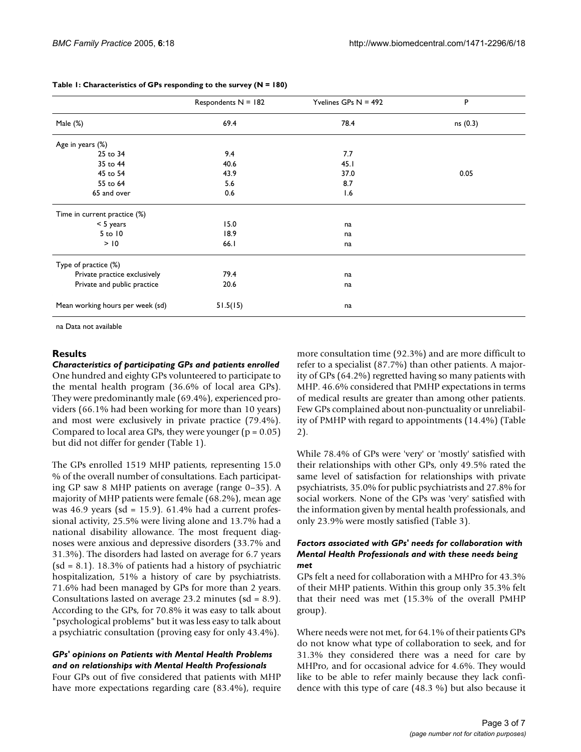**Table 1: Characteristics of GPs responding to the survey (N = 180)**

| | Respondents N = 182 | Yvelines GPs N = 492 | P |
|---|---|---|---|
| Male (%) | 69.4 | 78.4 | ns (0.3) |
| Age in years (%) | | | |
| 25 to 34 | 9.4 | 7.7 | |
| 35 to 44 | 40.6 | 45.1 | |
| 45 to 54 | 43.9 | 37.0 | 0.05 |
| 55 to 64 | 5.6 | 8.7 | |
| 65 and over | 0.6 | 1.6 | |
| Time in current practice (%) | | | |
| < 5 years | 15.0 | na | |
| 5 to 10 | 18.9 | na | |
| > 10 | 66.1 | na | |
| Type of practice (%) | | | |
| Private practice exclusively | 79.4 | na | |
| Private and public practice | 20.6 | na | |
| Mean working hours per week (sd) | 51.5(15) | na | |

na Data not available

## Results

### *Characteristics of participating GPs and patients enrolled*

One hundred and eighty GPs volunteered to participate to the mental health program (36.6% of local area GPs). They were predominantly male (69.4%), experienced providers (66.1% had been working for more than 10 years) and most were exclusively in private practice (79.4%). Compared to local area GPs, they were younger ($p = 0.05$) but did not differ for gender (Table 1).

The GPs enrolled 1519 MHP patients, representing 15.0 % of the overall number of consultations. Each participating GP saw 8 MHP patients on average (range 0–35). A majority of MHP patients were female (68.2%), mean age was 46.9 years (sd = 15.9). 61.4% had a current professional activity, 25.5% were living alone and 13.7% had a national disability allowance. The most frequent diagnoses were anxious and depressive disorders (33.7% and 31.3%). The disorders had lasted on average for 6.7 years (sd = 8.1). 18.3% of patients had a history of psychiatric hospitalization, 51% a history of care by psychiatrists. 71.6% had been managed by GPs for more than 2 years. Consultations lasted on average 23.2 minutes (sd = 8.9). According to the GPs, for 70.8% it was easy to talk about "psychological problems" but it was less easy to talk about a psychiatric consultation (proving easy for only 43.4%).

### *GPs' opinions on Patients with Mental Health Problems and on relationships with Mental Health Professionals*

Four GPs out of five considered that patients with MHP have more expectations regarding care (83.4%), require more consultation time (92.3%) and are more difficult to refer to a specialist (87.7%) than other patients. A majority of GPs (64.2%) regretted having so many patients with MHP. 46.6% considered that PMHP expectations in terms of medical results are greater than among other patients. Few GPs complained about non-punctuality or unreliability of PMHP with regard to appointments (14.4%) (Table 2).

While 78.4% of GPs were 'very' or 'mostly' satisfied with their relationships with other GPs, only 49.5% rated the same level of satisfaction for relationships with private psychiatrists, 35.0% for public psychiatrists and 27.8% for social workers. None of the GPs was 'very' satisfied with the information given by mental health professionals, and only 23.9% were mostly satisfied (Table 3).

### *Factors associated with GPs' needs for collaboration with Mental Health Professionals and with these needs being met*

GPs felt a need for collaboration with a MHPro for 43.3% of their MHP patients. Within this group only 35.3% felt that their need was met (15.3% of the overall PMHP group).

Where needs were not met, for 64.1% of their patients GPs do not know what type of collaboration to seek, and for 31.3% they considered there was a need for care by MHPro, and for occasional advice for 4.6%. They would like to be able to refer mainly because they lack confidence with this type of care (48.3 %) but also because it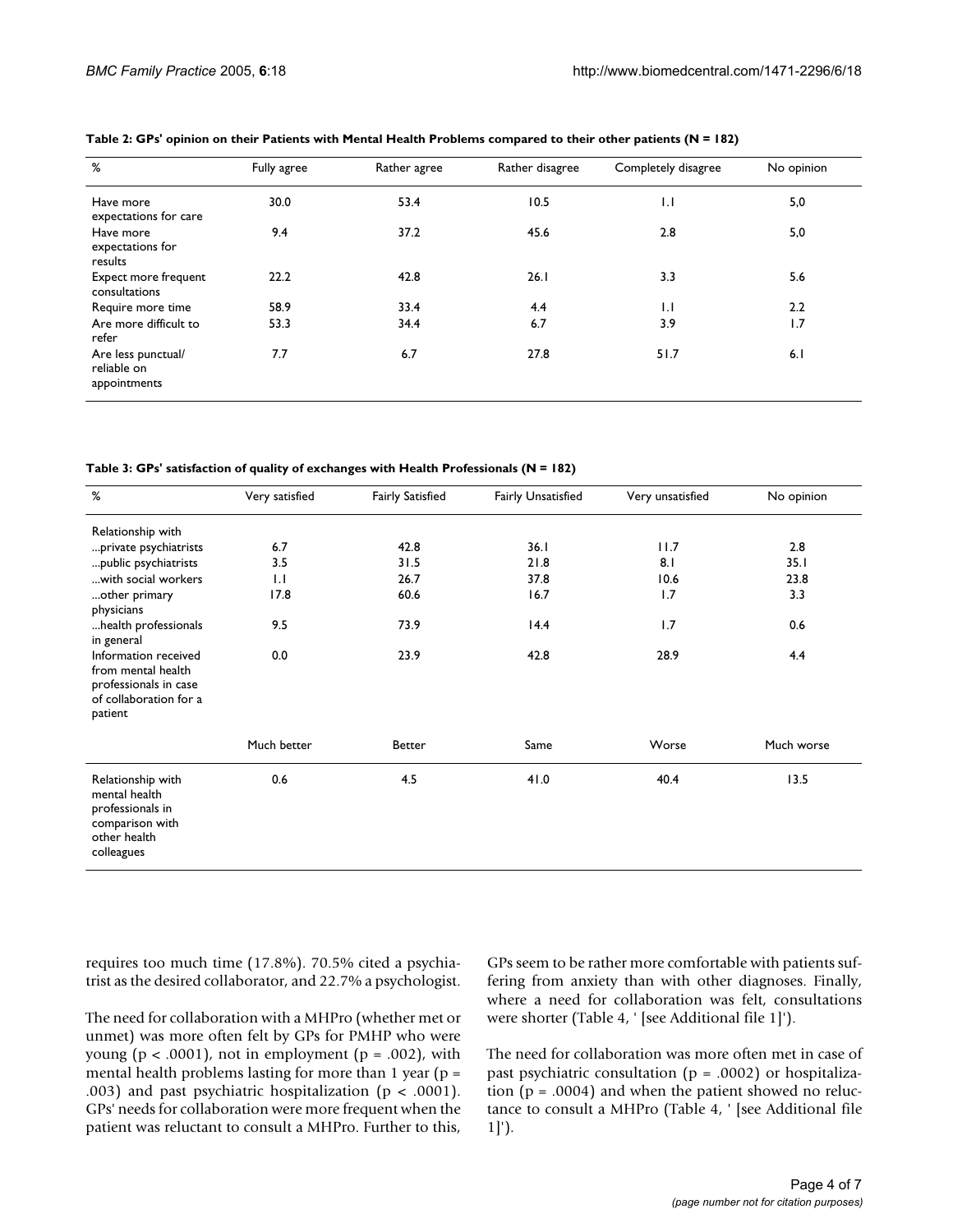**Table 2: GPs' opinion on their Patients with Mental Health Problems compared to their other patients (N = 182)**

| % | Fully agree | Rather agree | Rather disagree | Completely disagree | No opinion |
|---|---|---|---|---|---|
| Have more expectations for care | 30.0 | 53.4 | 10.5 | 1.1 | 5,0 |
| Have more expectations for results | 9.4 | 37.2 | 45.6 | 2.8 | 5,0 |
| Expect more frequent consultations | 22.2 | 42.8 | 26.1 | 3.3 | 5.6 |
| Require more time | 58.9 | 33.4 | 4.4 | 1.1 | 2.2 |
| Are more difficult to refer | 53.3 | 34.4 | 6.7 | 3.9 | 1.7 |
| Are less punctual/ reliable on appointments | 7.7 | 6.7 | 27.8 | 51.7 | 6.1 |

**Table 3: GPs' satisfaction of quality of exchanges with Health Professionals (N = 182)**

| % | Very satisfied | Fairly Satisfied | Fairly Unsatisfied | Very unsatisfied | No opinion |
|---|---|---|---|---|---|
| Relationship with | | | | | |
| ...private psychiatrists | 6.7 | 42.8 | 36.1 | 11.7 | 2.8 |
| ...public psychiatrists | 3.5 | 31.5 | 21.8 | 8.1 | 35.1 |
| ...with social workers | 1.1 | 26.7 | 37.8 | 10.6 | 23.8 |
| ...other primary physicians | 17.8 | 60.6 | 16.7 | 1.7 | 3.3 |
| ...health professionals in general | 9.5 | 73.9 | 14.4 | 1.7 | 0.6 |
| Information received from mental health professionals in case of collaboration for a patient | 0.0 | 23.9 | 42.8 | 28.9 | 4.4 |
| | Much better | Better | Same | Worse | Much worse |
| Relationship with mental health professionals in comparison with other health colleagues | 0.6 | 4.5 | 41.0 | 40.4 | 13.5 |

requires too much time (17.8%). 70.5% cited a psychiatrist as the desired collaborator, and 22.7% a psychologist.

The need for collaboration with a MHPro (whether met or unmet) was more often felt by GPs for PMHP who were young ($p < .0001$), not in employment ($p = .002$), with mental health problems lasting for more than 1 year ($p = .003$) and past psychiatric hospitalization ($p < .0001$). GPs' needs for collaboration were more frequent when the patient was reluctant to consult a MHPro. Further to this, GPs seem to be rather more comfortable with patients suffering from anxiety than with other diagnoses. Finally, where a need for collaboration was felt, consultations were shorter (Table 4, ' [see Additional file 1]').

The need for collaboration was more often met in case of past psychiatric consultation ($p = .0002$) or hospitalization ($p = .0004$) and when the patient showed no reluctance to consult a MHPro (Table 4, ' [see Additional file 1]').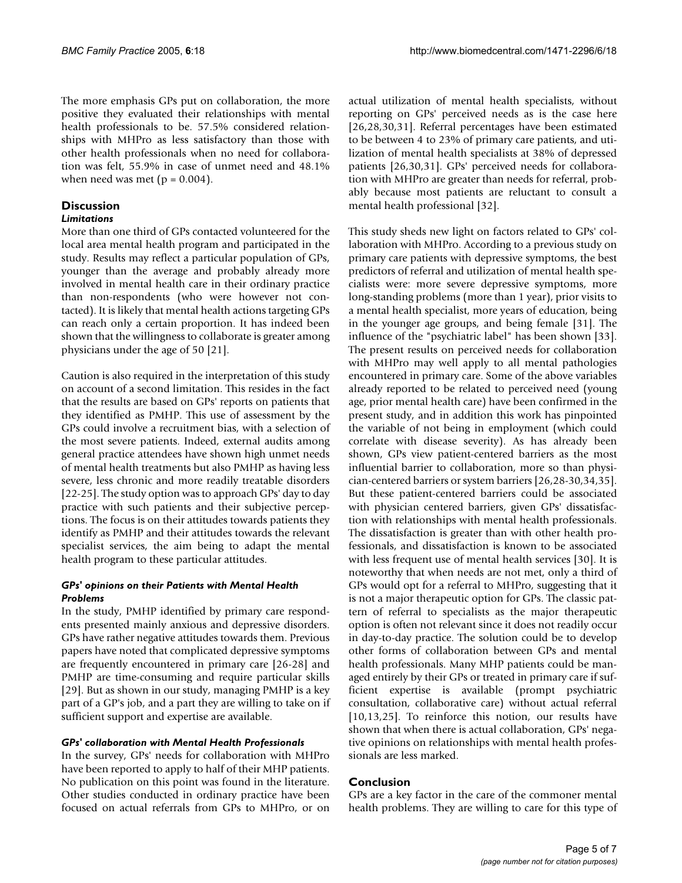The more emphasis GPs put on collaboration, the more positive they evaluated their relationships with mental health professionals to be. 57.5% considered relationships with MHPro as less satisfactory than those with other health professionals when no need for collaboration was felt, 55.9% in case of unmet need and 48.1% when need was met ($p = 0.004$).

## Discussion

### *Limitations*

More than one third of GPs contacted volunteered for the local area mental health program and participated in the study. Results may reflect a particular population of GPs, younger than the average and probably already more involved in mental health care in their ordinary practice than non-respondents (who were however not contacted). It is likely that mental health actions targeting GPs can reach only a certain proportion. It has indeed been shown that the willingness to collaborate is greater among physicians under the age of 50 [21].

Caution is also required in the interpretation of this study on account of a second limitation. This resides in the fact that the results are based on GPs' reports on patients that they identified as PMHP. This use of assessment by the GPs could involve a recruitment bias, with a selection of the most severe patients. Indeed, external audits among general practice attendees have shown high unmet needs of mental health treatments but also PMHP as having less severe, less chronic and more readily treatable disorders [22-25]. The study option was to approach GPs' day to day practice with such patients and their subjective perceptions. The focus is on their attitudes towards patients they identify as PMHP and their attitudes towards the relevant specialist services, the aim being to adapt the mental health program to these particular attitudes.

### *GPs' opinions on their Patients with Mental Health Problems*

In the study, PMHP identified by primary care respondents presented mainly anxious and depressive disorders. GPs have rather negative attitudes towards them. Previous papers have noted that complicated depressive symptoms are frequently encountered in primary care [26-28] and PMHP are time-consuming and require particular skills [29]. But as shown in our study, managing PMHP is a key part of a GP's job, and a part they are willing to take on if sufficient support and expertise are available.

### *GPs' collaboration with Mental Health Professionals*

In the survey, GPs' needs for collaboration with MHPro have been reported to apply to half of their MHP patients. No publication on this point was found in the literature. Other studies conducted in ordinary practice have been focused on actual referrals from GPs to MHPro, or on actual utilization of mental health specialists, without reporting on GPs' perceived needs as is the case here [26,28,30,31]. Referral percentages have been estimated to be between 4 to 23% of primary care patients, and utilization of mental health specialists at 38% of depressed patients [26,30,31]. GPs' perceived needs for collaboration with MHPro are greater than needs for referral, probably because most patients are reluctant to consult a mental health professional [32].

This study sheds new light on factors related to GPs' collaboration with MHPro. According to a previous study on primary care patients with depressive symptoms, the best predictors of referral and utilization of mental health specialists were: more severe depressive symptoms, more long-standing problems (more than 1 year), prior visits to a mental health specialist, more years of education, being in the younger age groups, and being female [31]. The influence of the "psychiatric label" has been shown [33]. The present results on perceived needs for collaboration with MHPro may well apply to all mental pathologies encountered in primary care. Some of the above variables already reported to be related to perceived need (young age, prior mental health care) have been confirmed in the present study, and in addition this work has pinpointed the variable of not being in employment (which could correlate with disease severity). As has already been shown, GPs view patient-centered barriers as the most influential barrier to collaboration, more so than physician-centered barriers or system barriers [26,28-30,34,35]. But these patient-centered barriers could be associated with physician centered barriers, given GPs' dissatisfaction with relationships with mental health professionals. The dissatisfaction is greater than with other health professionals, and dissatisfaction is known to be associated with less frequent use of mental health services [30]. It is noteworthy that when needs are not met, only a third of GPs would opt for a referral to MHPro, suggesting that it is not a major therapeutic option for GPs. The classic pattern of referral to specialists as the major therapeutic option is often not relevant since it does not readily occur in day-to-day practice. The solution could be to develop other forms of collaboration between GPs and mental health professionals. Many MHP patients could be managed entirely by their GPs or treated in primary care if sufficient expertise is available (prompt psychiatric consultation, collaborative care) without actual referral [10,13,25]. To reinforce this notion, our results have shown that when there is actual collaboration, GPs' negative opinions on relationships with mental health professionals are less marked.

## Conclusion

GPs are a key factor in the care of the commoner mental health problems. They are willing to care for this type of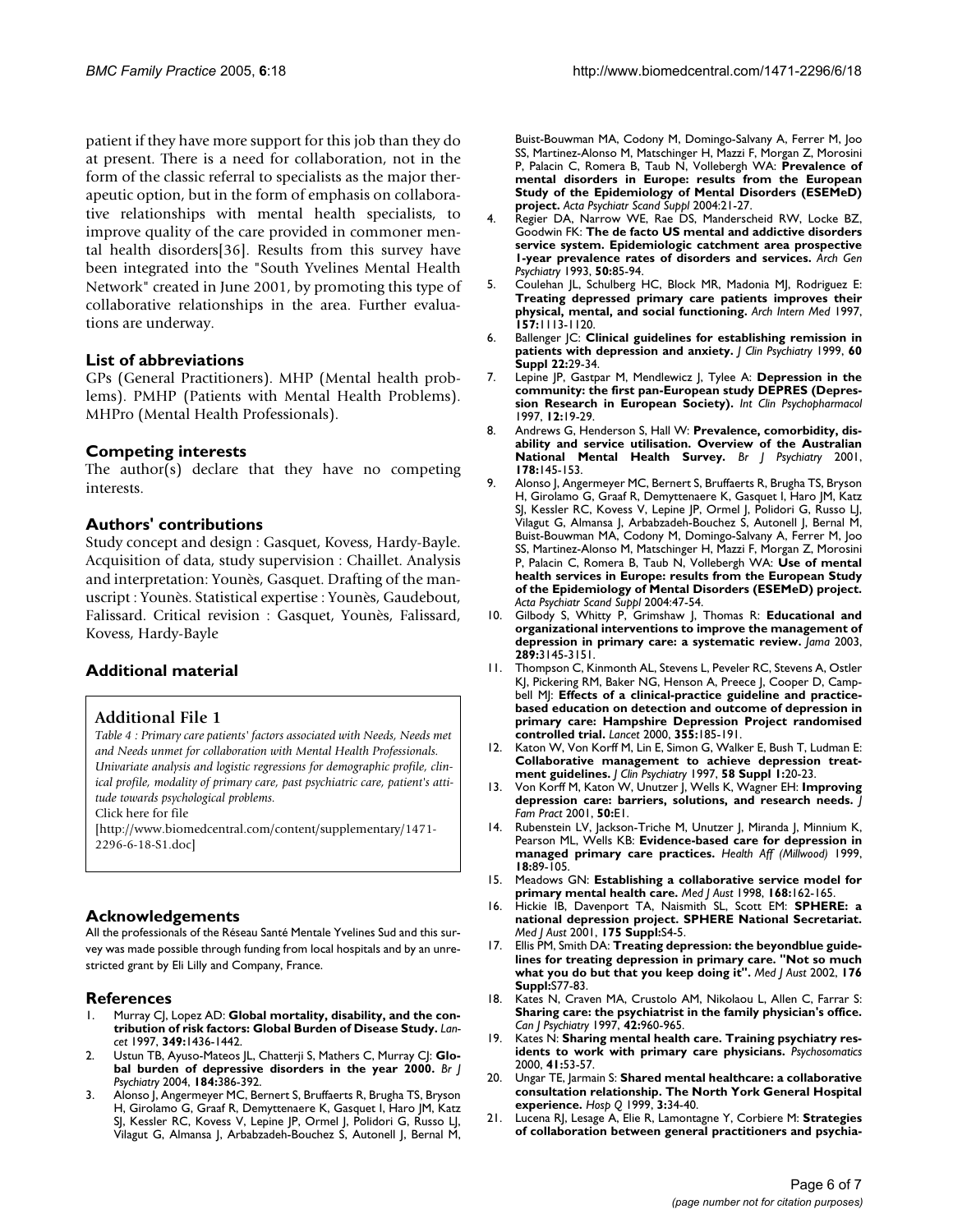patient if they have more support for this job than they do at present. There is a need for collaboration, not in the form of the classic referral to specialists as the major therapeutic option, but in the form of emphasis on collaborative relationships with mental health specialists, to improve quality of the care provided in commoner mental health disorders[36]. Results from this survey have been integrated into the "South Yvelines Mental Health Network" created in June 2001, by promoting this type of collaborative relationships in the area. Further evaluations are underway.

## List of abbreviations

GPs (General Practitioners). MHP (Mental health problems). PMHP (Patients with Mental Health Problems). MHPro (Mental Health Professionals).

## Competing interests

The author(s) declare that they have no competing interests.

## Authors' contributions

Study concept and design : Gasquet, Kovess, Hardy-Bayle. Acquisition of data, study supervision : Chaillet. Analysis and interpretation: Younès, Gasquet. Drafting of the manuscript : Younès. Statistical expertise : Younès, Gaudebout, Falissard. Critical revision : Gasquet, Younès, Falissard, Kovess, Hardy-Bayle

## Additional material

### Additional File 1

*Table 4 : Primary care patients' factors associated with Needs, Needs met and Needs unmet for collaboration with Mental Health Professionals. Univariate analysis and logistic regressions for demographic profile, clinical profile, modality of primary care, past psychiatric care, patient's attitude towards psychological problems.*

Click here for file

[http://www.biomedcentral.com/content/supplementary/1471-2296-6-18-S1.doc]

## Acknowledgements

All the professionals of the Réseau Santé Mentale Yvelines Sud and this survey was made possible through funding from local hospitals and by an unrestricted grant by Eli Lilly and Company, France.

## References

1. Murray CJ, Lopez AD: **Global mortality, disability, and the contribution of risk factors: Global Burden of Disease Study.** *Lancet* 1997, **349:**1436-1442.
2. Ustun TB, Ayuso-Mateos JL, Chatterji S, Mathers C, Murray CJ: **Global burden of depressive disorders in the year 2000.** *Br J Psychiatry* 2004, **184:**386-392.
3. Alonso J, Angermeyer MC, Bernert S, Bruffaerts R, Brugha TS, Bryson H, Girolamo G, Graaf R, Demyttenaere K, Gasquet I, Haro JM, Katz SJ, Kessler RC, Kovess V, Lepine JP, Ormel J, Polidori G, Russo LJ, Vilagut G, Almansa J, Arbabzadeh-Bouchez S, Autonell J, Bernal M, Buist-Bouwman MA, Codony M, Domingo-Salvany A, Ferrer M, Joo SS, Martinez-Alonso M, Matschinger H, Mazzi F, Morgan Z, Morosini P, Palacin C, Romera B, Taub N, Vollebergh WA: **Prevalence of mental disorders in Europe: results from the European Study of the Epidemiology of Mental Disorders (ESEMeD) project.** *Acta Psychiatr Scand Suppl* 2004:21-27.
4. Regier DA, Narrow WE, Rae DS, Manderscheid RW, Locke BZ, Goodwin FK: **The de facto US mental and addictive disorders service system. Epidemiologic catchment area prospective 1-year prevalence rates of disorders and services.** *Arch Gen Psychiatry* 1993, **50:**85-94.
5. Coulehan JL, Schulberg HC, Block MR, Madonia MJ, Rodriguez E: **Treating depressed primary care patients improves their physical, mental, and social functioning.** *Arch Intern Med* 1997, **157:**1113-1120.
6. Ballenger JC: **Clinical guidelines for establishing remission in patients with depression and anxiety.** *J Clin Psychiatry* 1999, **60 Suppl 22:**29-34.
7. Lepine JP, Gastpar M, Mendlewicz J, Tylee A: **Depression in the community: the first pan-European study DEPRES (Depression Research in European Society).** *Int Clin Psychopharmacol* 1997, **12:**19-29.
8. Andrews G, Henderson S, Hall W: **Prevalence, comorbidity, disability and service utilisation. Overview of the Australian National Mental Health Survey.** *Br J Psychiatry* 2001, **178:**145-153.
9. Alonso J, Angermeyer MC, Bernert S, Bruffaerts R, Brugha TS, Bryson H, Girolamo G, Graaf R, Demyttenaere K, Gasquet I, Haro JM, Katz SJ, Kessler RC, Kovess V, Lepine JP, Ormel J, Polidori G, Russo LJ, Vilagut G, Almansa J, Arbabzadeh-Bouchez S, Autonell J, Bernal M, Buist-Bouwman MA, Codony M, Domingo-Salvany A, Ferrer M, Joo SS, Martinez-Alonso M, Matschinger H, Mazzi F, Morgan Z, Morosini P, Palacin C, Romera B, Taub N, Vollebergh WA: **Use of mental health services in Europe: results from the European Study of the Epidemiology of Mental Disorders (ESEMeD) project.** *Acta Psychiatr Scand Suppl* 2004:47-54.
10. Gilbody S, Whitty P, Grimshaw J, Thomas R: **Educational and organizational interventions to improve the management of depression in primary care: a systematic review.** *Jama* 2003, **289:**3145-3151.
11. Thompson C, Kinmonth AL, Stevens L, Peveler RC, Stevens A, Ostler KJ, Pickering RM, Baker NG, Henson A, Preece J, Cooper D, Campbell MJ: **Effects of a clinical-practice guideline and practice-based education on detection and outcome of depression in primary care: Hampshire Depression Project randomised controlled trial.** *Lancet* 2000, **355:**185-191.
12. Katon W, Von Korff M, Lin E, Simon G, Walker E, Bush T, Ludman E: **Collaborative management to achieve depression treatment guidelines.** *J Clin Psychiatry* 1997, **58 Suppl 1:**20-23.
13. Von Korff M, Katon W, Unutzer J, Wells K, Wagner EH: **Improving depression care: barriers, solutions, and research needs.** *J Fam Pract* 2001, **50:**E1.
14. Rubenstein LV, Jackson-Triche M, Unutzer J, Miranda J, Minnium K, Pearson ML, Wells KB: **Evidence-based care for depression in managed primary care practices.** *Health Aff (Millwood)* 1999, **18:**89-105.
15. Meadows GN: **Establishing a collaborative service model for primary mental health care.** *Med J Aust* 1998, **168:**162-165.
16. Hickie IB, Davenport TA, Naismith SL, Scott EM: **SPHERE: a national depression project. SPHERE National Secretariat.** *Med J Aust* 2001, **175 Suppl:**S4-5.
17. Ellis PM, Smith DA: **Treating depression: the beyondblue guidelines for treating depression in primary care. "Not so much what you do but that you keep doing it".** *Med J Aust* 2002, **176 Suppl:**S77-83.
18. Kates N, Craven MA, Crustolo AM, Nikolaou L, Allen C, Farrar S: **Sharing care: the psychiatrist in the family physician's office.** *Can J Psychiatry* 1997, **42:**960-965.
19. Kates N: **Sharing mental health care. Training psychiatry residents to work with primary care physicians.** *Psychosomatics* 2000, **41:**53-57.
20. Ungar TE, Jarmain S: **Shared mental healthcare: a collaborative consultation relationship. The North York General Hospital experience.** *Hosp Q* 1999, **3:**34-40.
21. Lucena RJ, Lesage A, Elie R, Lamontagne Y, Corbiere M: **Strategies of collaboration between general practitioners and psychia-**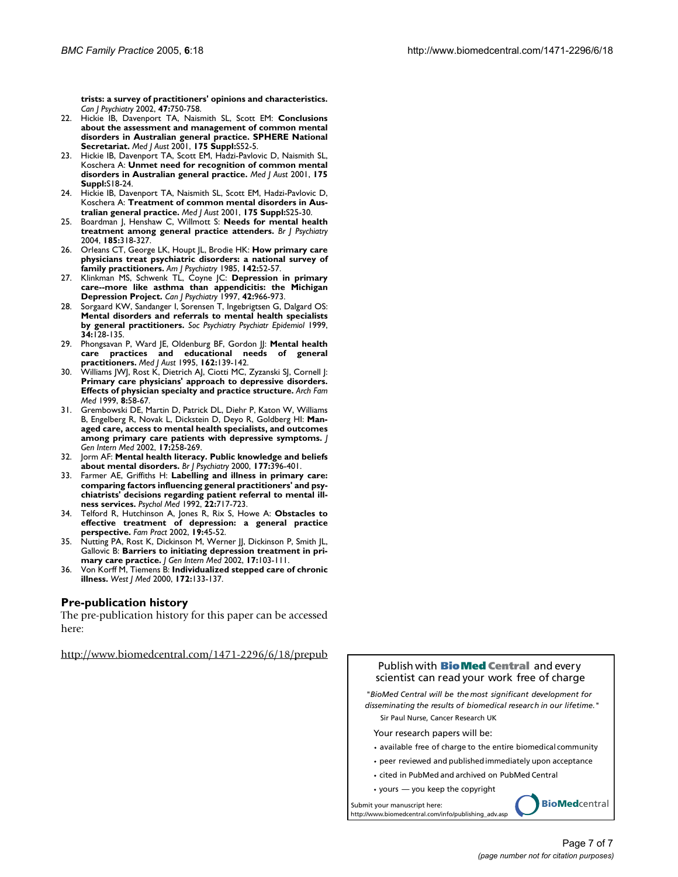**trists: a survey of practitioners' opinions and characteristics.** *Can J Psychiatry* 2002, **47:**750-758.

22. Hickie IB, Davenport TA, Naismith SL, Scott EM: **Conclusions about the assessment and management of common mental disorders in Australian general practice. SPHERE National Secretariat.** *Med J Aust* 2001, **175 Suppl:**S52-5.
23. Hickie IB, Davenport TA, Scott EM, Hadzi-Pavlovic D, Naismith SL, Koschera A: **Unmet need for recognition of common mental disorders in Australian general practice.** *Med J Aust* 2001, **175 Suppl:**S18-24.
24. Hickie IB, Davenport TA, Naismith SL, Scott EM, Hadzi-Pavlovic D, Koschera A: **Treatment of common mental disorders in Australian general practice.** *Med J Aust* 2001, **175 Suppl:**S25-30.
25. Boardman J, Henshaw C, Willmott S: **Needs for mental health treatment among general practice attenders.** *Br J Psychiatry* 2004, **185:**318-327.
26. Orleans CT, George LK, Houpt JL, Brodie HK: **How primary care physicians treat psychiatric disorders: a national survey of family practitioners.** *Am J Psychiatry* 1985, **142:**52-57.
27. Klinkman MS, Schwenk TL, Coyne JC: **Depression in primary care--more like asthma than appendicitis: the Michigan Depression Project.** *Can J Psychiatry* 1997, **42:**966-973.
28. Sorgaard KW, Sandanger I, Sorensen T, Ingebrigtsen G, Dalgard OS: **Mental disorders and referrals to mental health specialists by general practitioners.** *Soc Psychiatry Psychiatr Epidemiol* 1999, **34:**128-135.
29. Phongsavan P, Ward JE, Oldenburg BF, Gordon JJ: **Mental health care practices and educational needs of general practitioners.** *Med J Aust* 1995, **162:**139-142.
30. Williams JWJ, Rost K, Dietrich AJ, Ciotti MC, Zyzanski SJ, Cornell J: **Primary care physicians' approach to depressive disorders. Effects of physician specialty and practice structure.** *Arch Fam Med* 1999, **8:**58-67.
31. Grembowski DE, Martin D, Patrick DL, Diehr P, Katon W, Williams B, Engelberg R, Novak L, Dickstein D, Deyo R, Goldberg HI: **Managed care, access to mental health specialists, and outcomes among primary care patients with depressive symptoms.** *J Gen Intern Med* 2002, **17:**258-269.
32. Jorm AF: **Mental health literacy. Public knowledge and beliefs about mental disorders.** *Br J Psychiatry* 2000, **177:**396-401.
33. Farmer AE, Griffiths H: **Labelling and illness in primary care: comparing factors influencing general practitioners' and psychiatrists' decisions regarding patient referral to mental illness services.** *Psychol Med* 1992, **22:**717-723.
34. Telford R, Hutchinson A, Jones R, Rix S, Howe A: **Obstacles to effective treatment of depression: a general practice perspective.** *Fam Pract* 2002, **19:**45-52.
35. Nutting PA, Rost K, Dickinson M, Werner JJ, Dickinson P, Smith JL, Gallovic B: **Barriers to initiating depression treatment in primary care practice.** *J Gen Intern Med* 2002, **17:**103-111.
36. Von Korff M, Tiemens B: **Individualized stepped care of chronic illness.** *West J Med* 2000, **172:**133-137.

## Pre-publication history

The pre-publication history for this paper can be accessed here:

http://www.biomedcentral.com/1471-2296/6/18/prepub

Publish with **BioMed Central** and every scientist can read your work free of charge

*"BioMed Central will be the most significant development for disseminating the results of biomedical research in our lifetime."*
Sir Paul Nurse, Cancer Research UK

Your research papers will be:

- available free of charge to the entire biomedical community
- peer reviewed and published immediately upon acceptance
- cited in PubMed and archived on PubMed Central
- yours — you keep the copyright

Submit your manuscript here:
http://www.biomedcentral.com/info/publishing_adv.asp

**BioMed**central